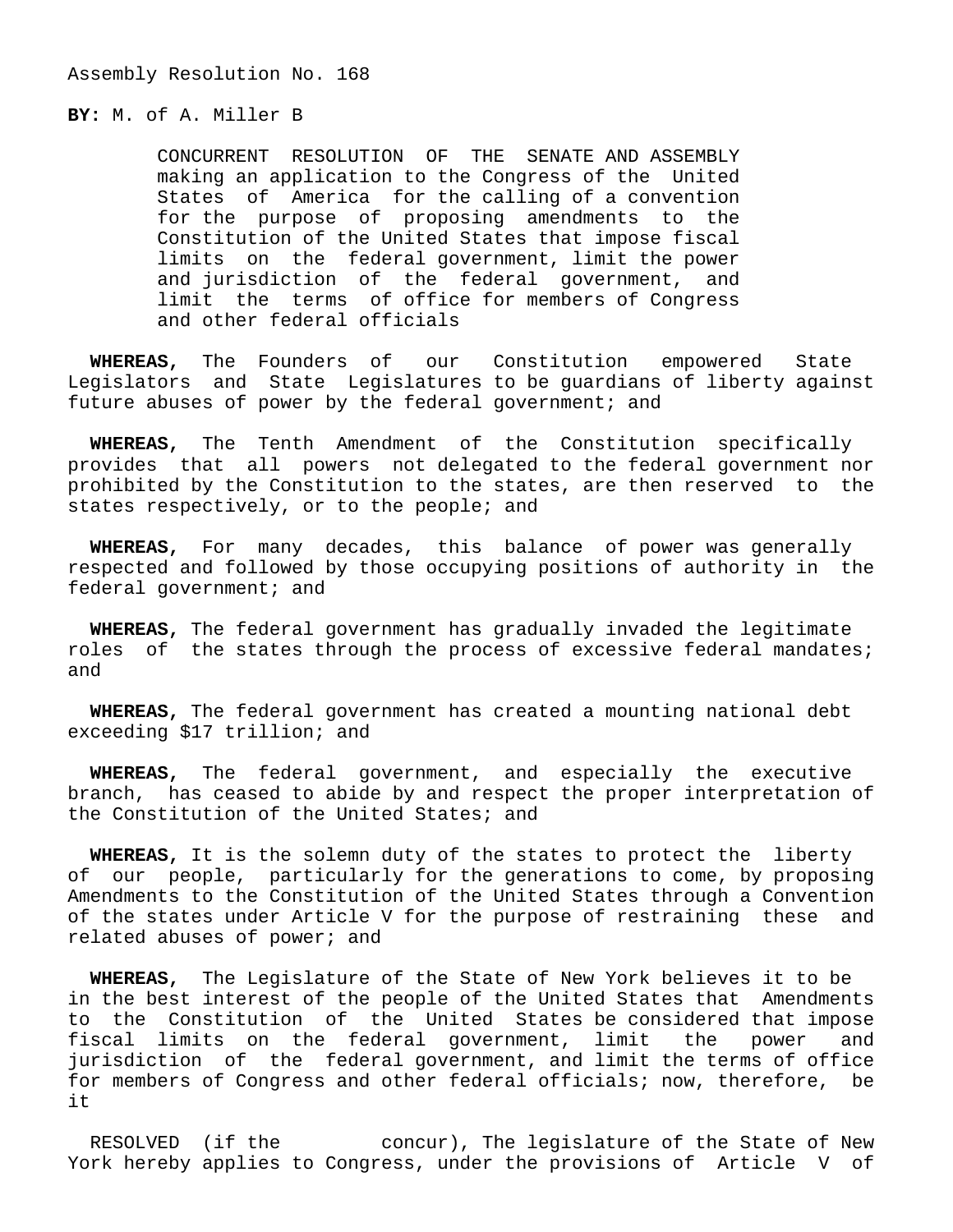Assembly Resolution No. 168

**BY:** M. of A. Miller B

CONCURRENT RESOLUTION OF THE SENATE AND ASSEMBLY making an application to the Congress of the United States of America for the calling of a convention for the purpose of proposing amendments to the Constitution of the United States that impose fiscal limits on the federal government, limit the power and jurisdiction of the federal government, and limit the terms of office for members of Congress and other federal officials

**WHEREAS,** The Founders of our Constitution empowered State Legislators and State Legislatures to be guardians of liberty against future abuses of power by the federal government; and

**WHEREAS,** The Tenth Amendment of the Constitution specifically provides that all powers not delegated to the federal government nor prohibited by the Constitution to the states, are then reserved to the states respectively, or to the people; and

**WHEREAS,** For many decades, this balance of power was generally respected and followed by those occupying positions of authority in the federal government; and

**WHEREAS,** The federal government has gradually invaded the legitimate roles of the states through the process of excessive federal mandates; and

**WHEREAS,** The federal government has created a mounting national debt exceeding $17 trillion; and

**WHEREAS,** The federal government, and especially the executive branch, has ceased to abide by and respect the proper interpretation of the Constitution of the United States; and

**WHEREAS,** It is the solemn duty of the states to protect the liberty of our people, particularly for the generations to come, by proposing Amendments to the Constitution of the United States through a Convention of the states under Article V for the purpose of restraining these and related abuses of power; and

**WHEREAS,** The Legislature of the State of New York believes it to be in the best interest of the people of the United States that Amendments to the Constitution of the United States be considered that impose fiscal limits on the federal government, limit the power and jurisdiction of the federal government, and limit the terms of office for members of Congress and other federal officials; now, therefore, be it

RESOLVED (if the concur), The legislature of the State of New York hereby applies to Congress, under the provisions of Article V of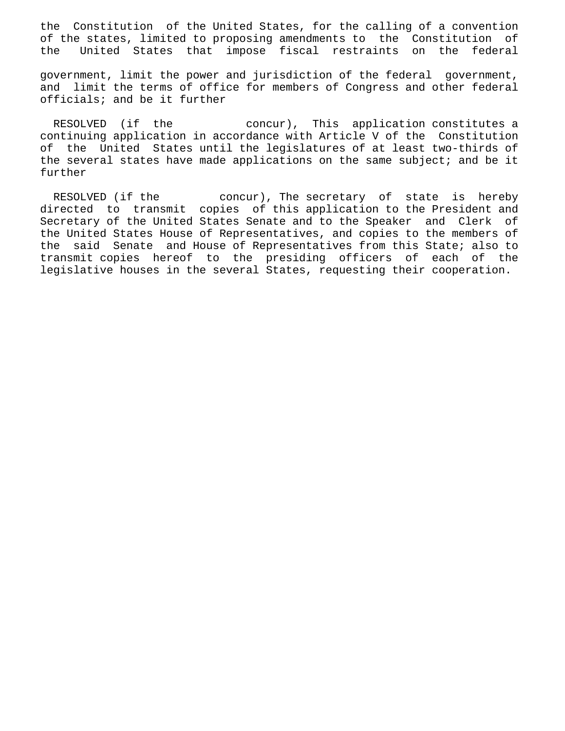the Constitution of the United States, for the calling of a convention of the states, limited to proposing amendments to the Constitution of the United States that impose fiscal restraints on the federal government, limit the power and jurisdiction of the federal government, and limit the terms of office for members of Congress and other federal officials; and be it further

RESOLVED (if the concur), This application constitutes a continuing application in accordance with Article V of the Constitution of the United States until the legislatures of at least two-thirds of the several states have made applications on the same subject; and be it further

RESOLVED (if the concur), The secretary of state is hereby directed to transmit copies of this application to the President and Secretary of the United States Senate and to the Speaker and Clerk of the United States House of Representatives, and copies to the members of the said Senate and House of Representatives from this State; also to transmit copies hereof to the presiding officers of each of the legislative houses in the several States, requesting their cooperation.